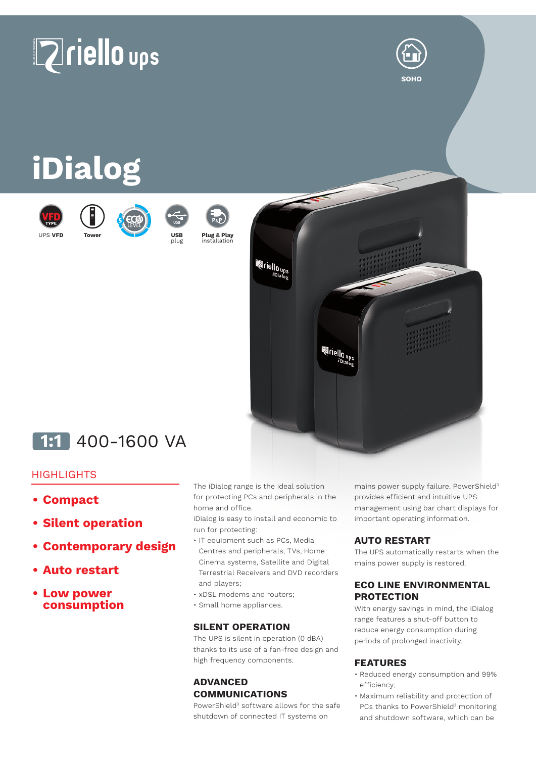riello ups

SOHO

# iDialog

UPS VFD | Tower | USB plug | Plug & Play installation

**1:1** 400-1600 VA

## HIGHLIGHTS

- **Compact**
- **Silent operation**
- **Contemporary design**
- **Auto restart**
- **Low power consumption**

The iDialog range is the ideal solution for protecting PCs and peripherals in the home and office.
iDialog is easy to install and economic to run for protecting:

- IT equipment such as PCs, Media Centres and peripherals, TVs, Home Cinema systems, Satellite and Digital Terrestrial Receivers and DVD recorders and players;
- xDSL modems and routers;
- Small home appliances.

### SILENT OPERATION

The UPS is silent in operation (0 dBA) thanks to its use of a fan-free design and high frequency components.

### ADVANCED COMMUNICATIONS

PowerShield[3] software allows for the safe shutdown of connected IT systems on mains power supply failure. PowerShield[3] provides efficient and intuitive UPS management using bar chart displays for important operating information.

### AUTO RESTART

The UPS automatically restarts when the mains power supply is restored.

### ECO LINE ENVIRONMENTAL PROTECTION

With energy savings in mind, the iDialog range features a shut-off button to reduce energy consumption during periods of prolonged inactivity.

### FEATURES

- Reduced energy consumption and 99% efficiency;
- Maximum reliability and protection of PCs thanks to PowerShield[3] monitoring and shutdown software, which can be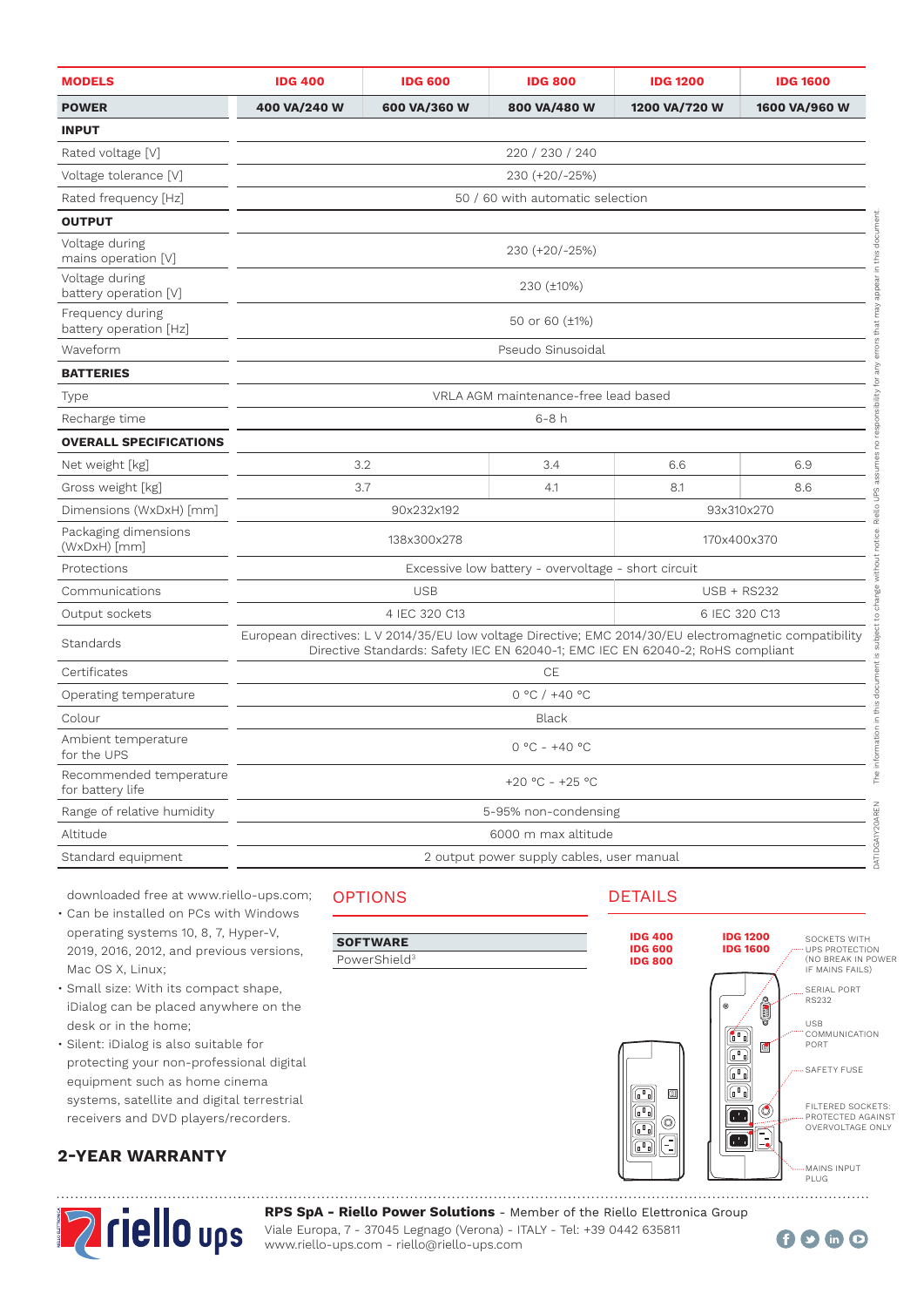| MODELS | IDG 400 | IDG 600 | IDG 800 | IDG 1200 | IDG 1600 |
|---|---|---|---|---|---|
| **POWER** | **400 VA/240 W** | **600 VA/360 W** | **800 VA/480 W** | **1200 VA/720 W** | **1600 VA/960 W** |
| **INPUT** | | | | | |
| Rated voltage [V] | 220 / 230 / 240 | | | | |
| Voltage tolerance [V] | 230 (+20/-25%) | | | | |
| Rated frequency [Hz] | 50 / 60 with automatic selection | | | | |
| **OUTPUT** | | | | | |
| Voltage during mains operation [V] | 230 (+20/-25%) | | | | |
| Voltage during battery operation [V] | 230 (±10%) | | | | |
| Frequency during battery operation [Hz] | 50 or 60 (±1%) | | | | |
| Waveform | Pseudo Sinusoidal | | | | |
| **BATTERIES** | | | | | |
| Type | VRLA AGM maintenance-free lead based | | | | |
| Recharge time | 6-8 h | | | | |
| **OVERALL SPECIFICATIONS** | | | | | |
| Net weight [kg] | 3.2 | | 3.4 | 6.6 | 6.9 |
| Gross weight [kg] | 3.7 | | 4.1 | 8.1 | 8.6 |
| Dimensions (WxDxH) [mm] | 90x232x192 | | | 93x310x270 | |
| Packaging dimensions (WxDxH) [mm] | 138x300x278 | | | 170x400x370 | |
| Protections | Excessive low battery - overvoltage - short circuit | | | | |
| Communications | USB | | | USB + RS232 | |
| Output sockets | 4 IEC 320 C13 | | | 6 IEC 320 C13 | |
| Standards | European directives: L V 2014/35/EU low voltage Directive; EMC 2014/30/EU electromagnetic compatibility Directive Standards: Safety IEC EN 62040-1; EMC IEC EN 62040-2; RoHS compliant | | | | |
| Certificates | CE | | | | |
| Operating temperature | 0 °C / +40 °C | | | | |
| Colour | Black | | | | |
| Ambient temperature for the UPS | 0 °C - +40 °C | | | | |
| Recommended temperature for battery life | +20 °C - +25 °C | | | | |
| Range of relative humidity | 5-95% non-condensing | | | | |
| Altitude | 6000 m max altitude | | | | |
| Standard equipment | 2 output power supply cables, user manual | | | | |

downloaded free at www.riello-ups.com;

- Can be installed on PCs with Windows operating systems 10, 8, 7, Hyper-V, 2019, 2016, 2012, and previous versions, Mac OS X, Linux;
- Small size: With its compact shape, iDialog can be placed anywhere on the desk or in the home;
- Silent: iDialog is also suitable for protecting your non-professional digital equipment such as home cinema systems, satellite and digital terrestrial receivers and DVD players/recorders.

## 2-YEAR WARRANTY

## OPTIONS

| SOFTWARE |
|---|
| PowerShield[3] |

## DETAILS

IDG 400
IDG 600
IDG 800

IDG 1200
IDG 1600

SOCKETS WITH UPS PROTECTION (NO BREAK IN POWER IF MAINS FAILS)

SERIAL PORT RS232

USB COMMUNICATION PORT

SAFETY FUSE

FILTERED SOCKETS: PROTECTED AGAINST OVERVOLTAGE ONLY

MAINS INPUT PLUG

The information in this document is subject to change without notice. Riello UPS assumes no responsibility for any errors that may appear in this document.

DATIDGAIY20AREN

**RPS SpA - Riello Power Solutions** - Member of the Riello Elettronica Group
Viale Europa, 7 - 37045 Legnago (Verona) - ITALY - Tel: +39 0442 635811
www.riello-ups.com - riello@riello-ups.com